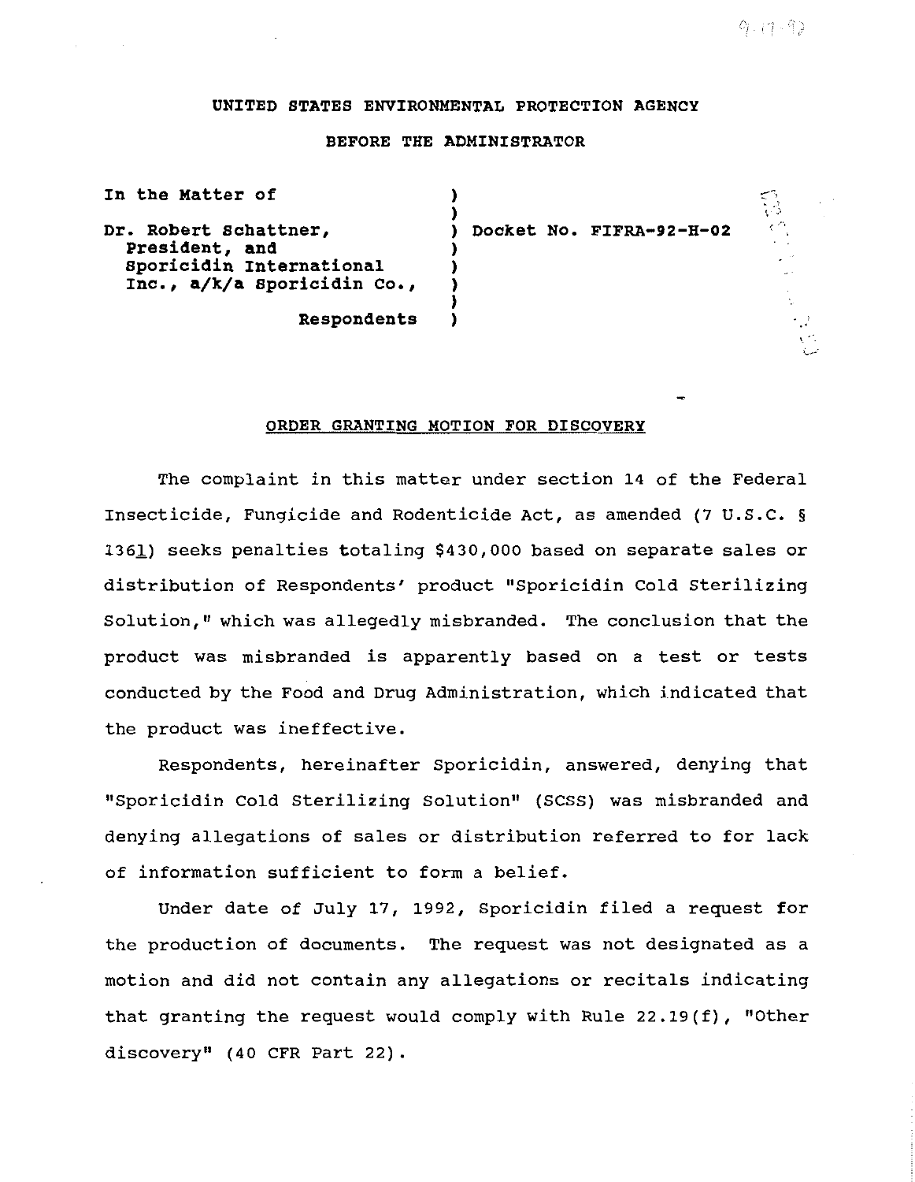UNITED STATES ENVIRONMENTAL PROTECTION AGENCY

BEFORE THE ADMINISTRATOR

In the Matter of

Dr. Robert Schattner, President, and Sporicidin International Inc., a/k/a Sporicidin Co.,

Respondents

Docket No. FIFRA-92-H-02

## ORDER GRANTING MOTION FOR DISCOVERY

The complaint in this matter under section 14 of the Federal Insecticide, Fungicide and Rodenticide Act, as amended (7 U.S.C. § 136l) seeks penalties totaling $430,000 based on separate sales or distribution of Respondents' product "Sporicidin Cold Sterilizing Solution," which was allegedly misbranded. The conclusion that the product was misbranded is apparently based on a test or tests conducted by the Food and Drug Administration, which indicated that the product was ineffective.

Respondents, hereinafter Sporicidin, answered, denying that "Sporicidin Cold Sterilizing Solution" (SCSS) was misbranded and denying allegations of sales or distribution referred to for lack of information sufficient to form a belief.

Under date of July 17, 1992, Sporicidin filed a request for the production of documents. The request was not designated as a motion and did not contain any allegations or recitals indicating that granting the request would comply with Rule 22.19(f), "Other discovery" (40 CFR Part 22).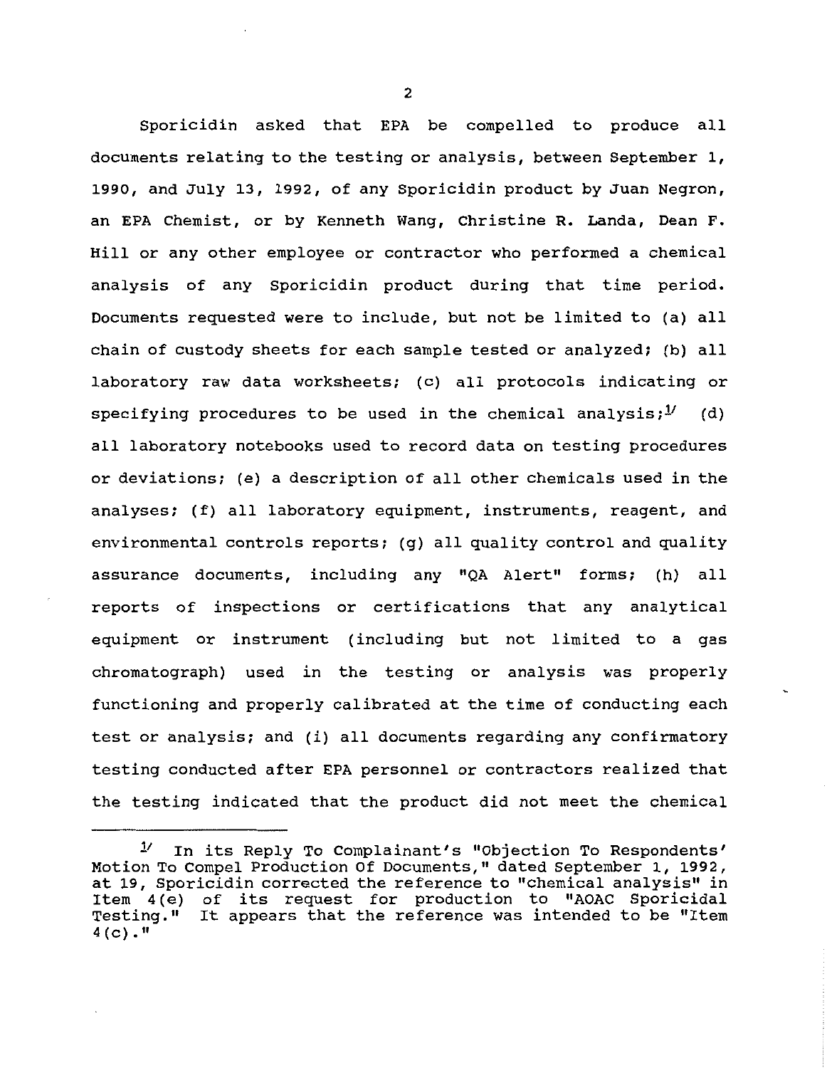Sporicidin asked that EPA be compelled to produce all documents relating to the testing or analysis, between September 1, 1990, and July 13, 1992, of any Sporicidin product by Juan Negron, an EPA Chemist, or by Kenneth Wang, Christine R. Landa, Dean F. Hill or any other employee or contractor who performed a chemical analysis of any Sporicidin product during that time period. Documents requested were to include, but not be limited to (a) all chain of custody sheets for each sample tested or analyzed; (b) all laboratory raw data worksheets; (c) all protocols indicating or specifying procedures to be used in the chemical analysis;[1] (d) all laboratory notebooks used to record data on testing procedures or deviations; (e) a description of all other chemicals used in the analyses; (f) all laboratory equipment, instruments, reagent, and environmental controls reports; (g) all quality control and quality assurance documents, including any "QA Alert" forms; (h) all reports of inspections or certifications that any analytical equipment or instrument (including but not limited to a gas chromatograph) used in the testing or analysis was properly functioning and properly calibrated at the time of conducting each test or analysis; and (i) all documents regarding any confirmatory testing conducted after EPA personnel or contractors realized that the testing indicated that the product did not meet the chemical

---

[1] In its Reply To Complainant's "Objection To Respondents' Motion To Compel Production Of Documents," dated September 1, 1992, at 19, Sporicidin corrected the reference to "chemical analysis" in Item 4(e) of its request for production to "AOAC Sporicidal Testing." It appears that the reference was intended to be "Item 4(c)."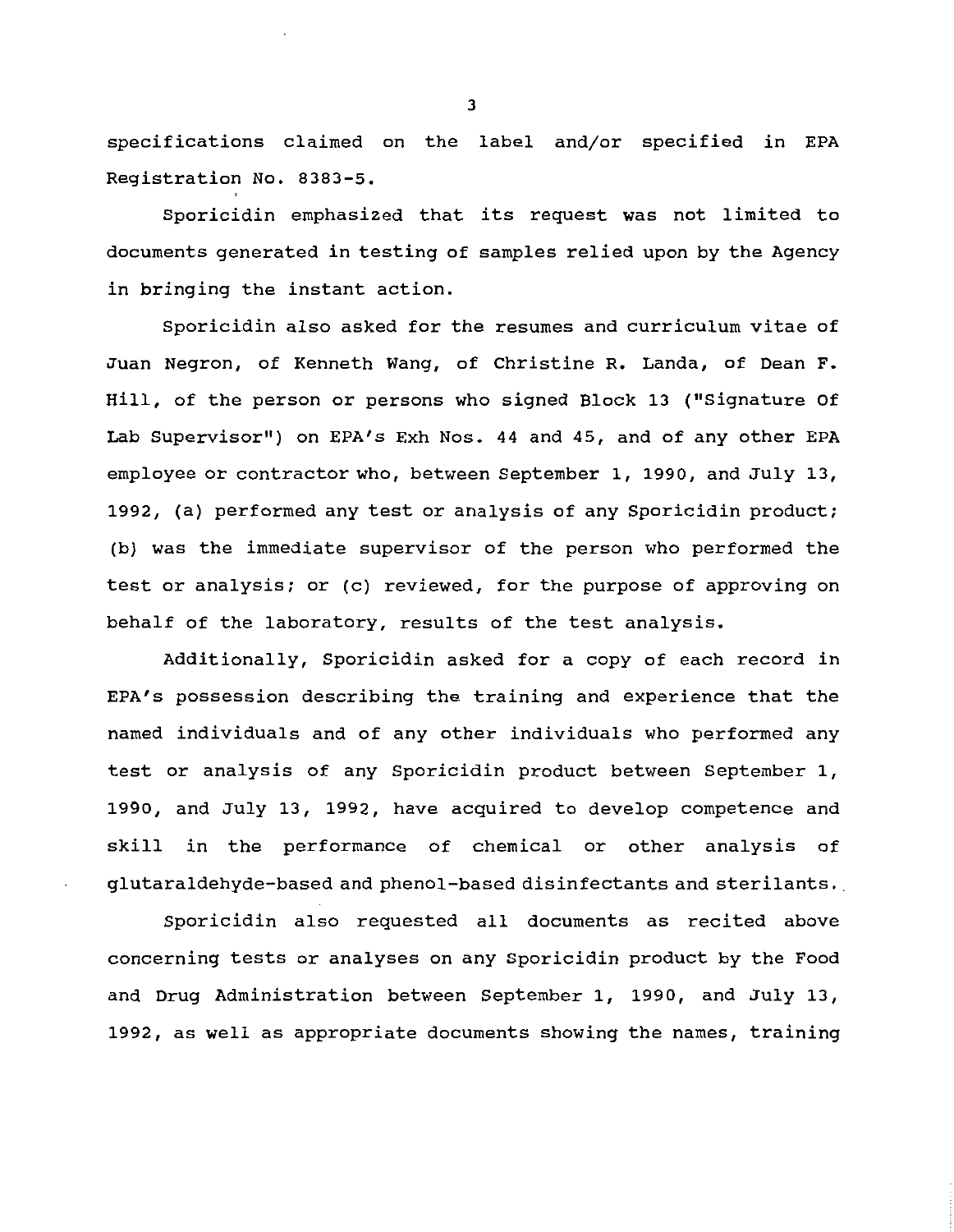specifications claimed on the label and/or specified in EPA Registration No. 8383-5.

Sporicidin emphasized that its request was not limited to documents generated in testing of samples relied upon by the Agency in bringing the instant action.

Sporicidin also asked for the resumes and curriculum vitae of Juan Negron, of Kenneth Wang, of Christine R. Landa, of Dean F. Hill, of the person or persons who signed Block 13 ("Signature Of Lab Supervisor") on EPA's Exh Nos. 44 and 45, and of any other EPA employee or contractor who, between September 1, 1990, and July 13, 1992, (a) performed any test or analysis of any Sporicidin product; (b) was the immediate supervisor of the person who performed the test or analysis; or (c) reviewed, for the purpose of approving on behalf of the laboratory, results of the test analysis.

Additionally, Sporicidin asked for a copy of each record in EPA's possession describing the training and experience that the named individuals and of any other individuals who performed any test or analysis of any Sporicidin product between September 1, 1990, and July 13, 1992, have acquired to develop competence and skill in the performance of chemical or other analysis of glutaraldehyde-based and phenol-based disinfectants and sterilants.

Sporicidin also requested all documents as recited above concerning tests or analyses on any Sporicidin product by the Food and Drug Administration between September 1, 1990, and July 13, 1992, as well as appropriate documents showing the names, training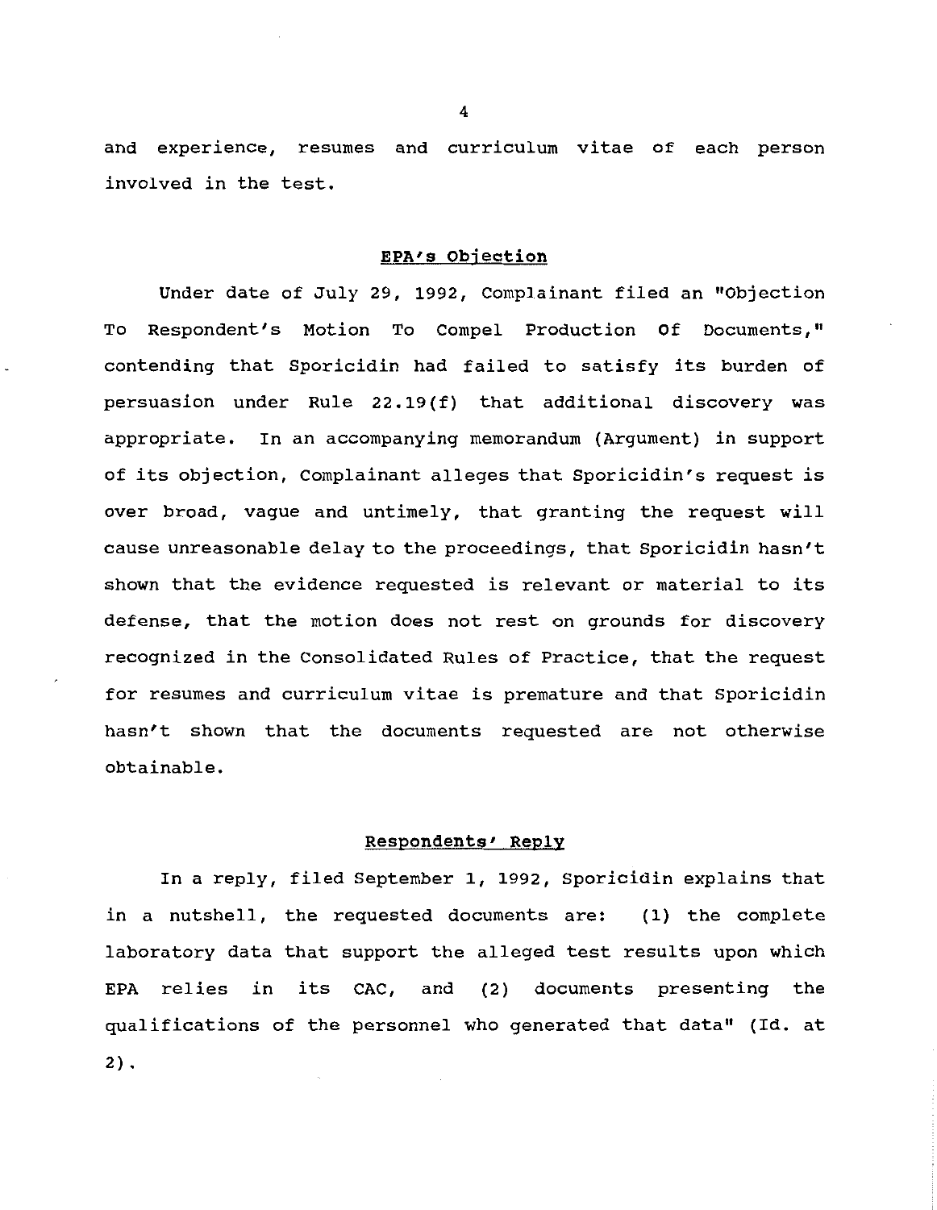and experience, resumes and curriculum vitae of each person involved in the test.

## EPA's Objection

Under date of July 29, 1992, Complainant filed an "Objection To Respondent's Motion To Compel Production Of Documents," contending that Sporicidin had failed to satisfy its burden of persuasion under Rule 22.19(f) that additional discovery was appropriate. In an accompanying memorandum (Argument) in support of its objection, Complainant alleges that Sporicidin's request is over broad, vague and untimely, that granting the request will cause unreasonable delay to the proceedings, that Sporicidin hasn't shown that the evidence requested is relevant or material to its defense, that the motion does not rest on grounds for discovery recognized in the Consolidated Rules of Practice, that the request for resumes and curriculum vitae is premature and that Sporicidin hasn't shown that the documents requested are not otherwise obtainable.

## Respondents' Reply

In a reply, filed September 1, 1992, Sporicidin explains that in a nutshell, the requested documents are: (1) the complete laboratory data that support the alleged test results upon which EPA relies in its CAC, and (2) documents presenting the qualifications of the personnel who generated that data" (Id. at 2).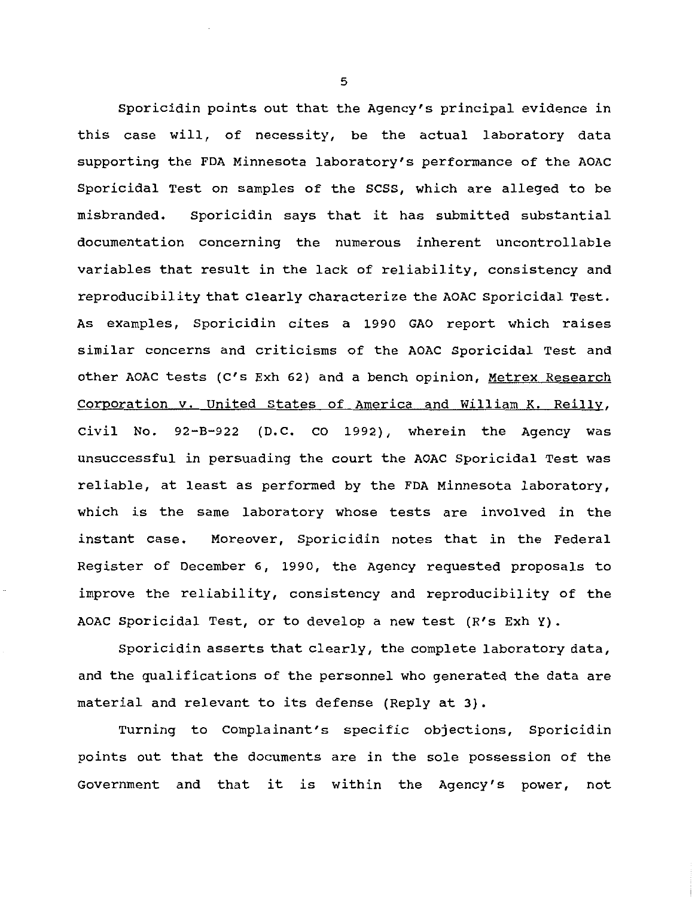Sporicidin points out that the Agency's principal evidence in this case will, of necessity, be the actual laboratory data supporting the FDA Minnesota laboratory's performance of the AOAC Sporicidal Test on samples of the SCSS, which are alleged to be misbranded. Sporicidin says that it has submitted substantial documentation concerning the numerous inherent uncontrollable variables that result in the lack of reliability, consistency and reproducibility that clearly characterize the AOAC Sporicidal Test. As examples, Sporicidin cites a 1990 GAO report which raises similar concerns and criticisms of the AOAC Sporicidal Test and other AOAC tests (C's Exh 62) and a bench opinion, Metrex Research Corporation v. United States of America and William K. Reilly, Civil No. 92-B-922 (D.C. CO 1992), wherein the Agency was unsuccessful in persuading the court the AOAC Sporicidal Test was reliable, at least as performed by the FDA Minnesota laboratory, which is the same laboratory whose tests are involved in the instant case. Moreover, Sporicidin notes that in the Federal Register of December 6, 1990, the Agency requested proposals to improve the reliability, consistency and reproducibility of the AOAC Sporicidal Test, or to develop a new test (R's Exh Y).

Sporicidin asserts that clearly, the complete laboratory data, and the qualifications of the personnel who generated the data are material and relevant to its defense (Reply at 3).

Turning to Complainant's specific objections, Sporicidin points out that the documents are in the sole possession of the Government and that it is within the Agency's power, not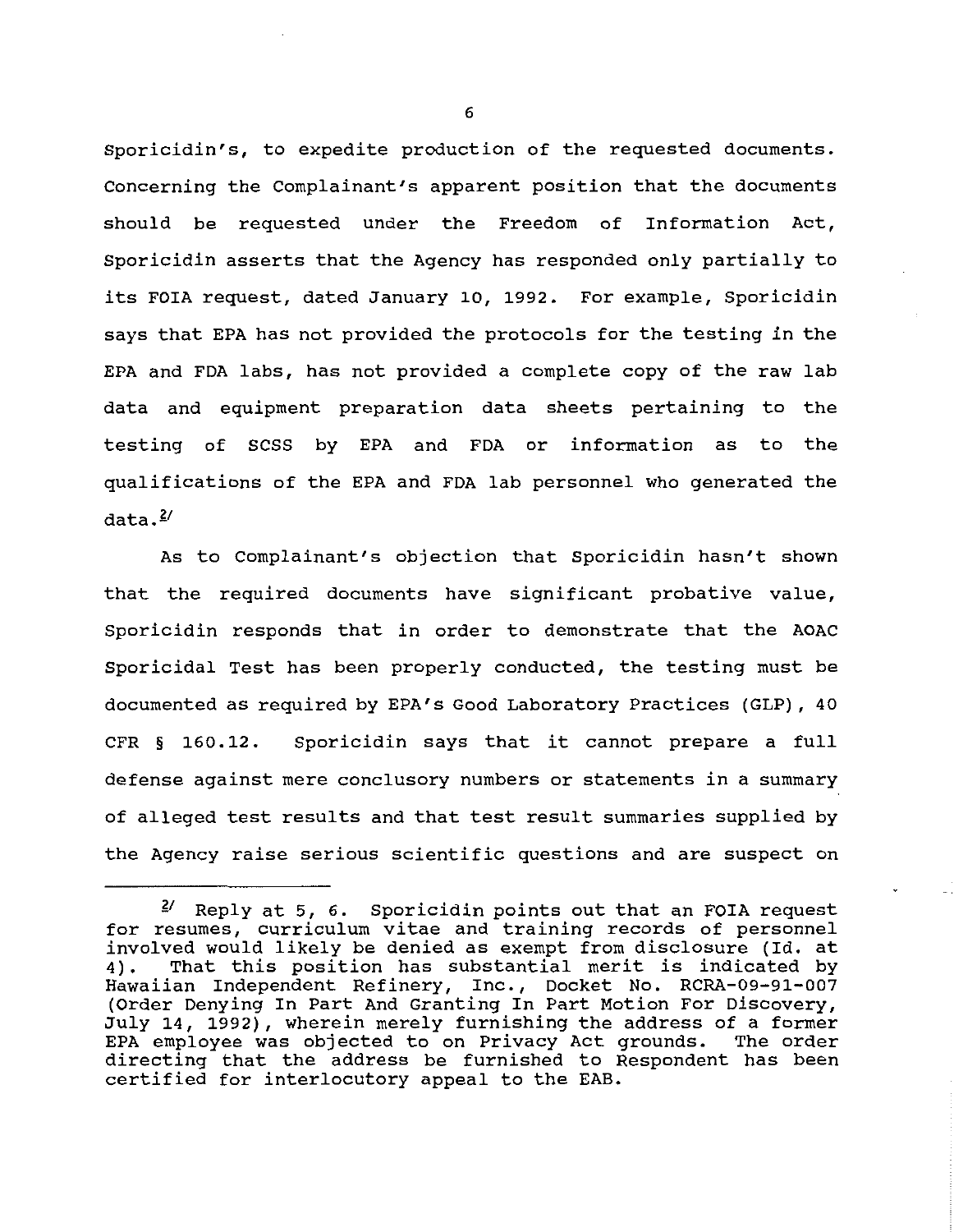Sporicidin's, to expedite production of the requested documents. Concerning the Complainant's apparent position that the documents should be requested under the Freedom of Information Act, Sporicidin asserts that the Agency has responded only partially to its FOIA request, dated January 10, 1992. For example, Sporicidin says that EPA has not provided the protocols for the testing in the EPA and FDA labs, has not provided a complete copy of the raw lab data and equipment preparation data sheets pertaining to the testing of SCSS by EPA and FDA or information as to the qualifications of the EPA and FDA lab personnel who generated the data.[2]

As to Complainant's objection that Sporicidin hasn't shown that the required documents have significant probative value, Sporicidin responds that in order to demonstrate that the AOAC Sporicidal Test has been properly conducted, the testing must be documented as required by EPA's Good Laboratory Practices (GLP), 40 CFR § 160.12. Sporicidin says that it cannot prepare a full defense against mere conclusory numbers or statements in a summary of alleged test results and that test result summaries supplied by the Agency raise serious scientific questions and are suspect on

---

[2] Reply at 5, 6. Sporicidin points out that an FOIA request for resumes, curriculum vitae and training records of personnel involved would likely be denied as exempt from disclosure (Id. at 4). That this position has substantial merit is indicated by Hawaiian Independent Refinery, Inc., Docket No. RCRA-09-91-007 (Order Denying In Part And Granting In Part Motion For Discovery, July 14, 1992), wherein merely furnishing the address of a former EPA employee was objected to on Privacy Act grounds. The order directing that the address be furnished to Respondent has been certified for interlocutory appeal to the EAB.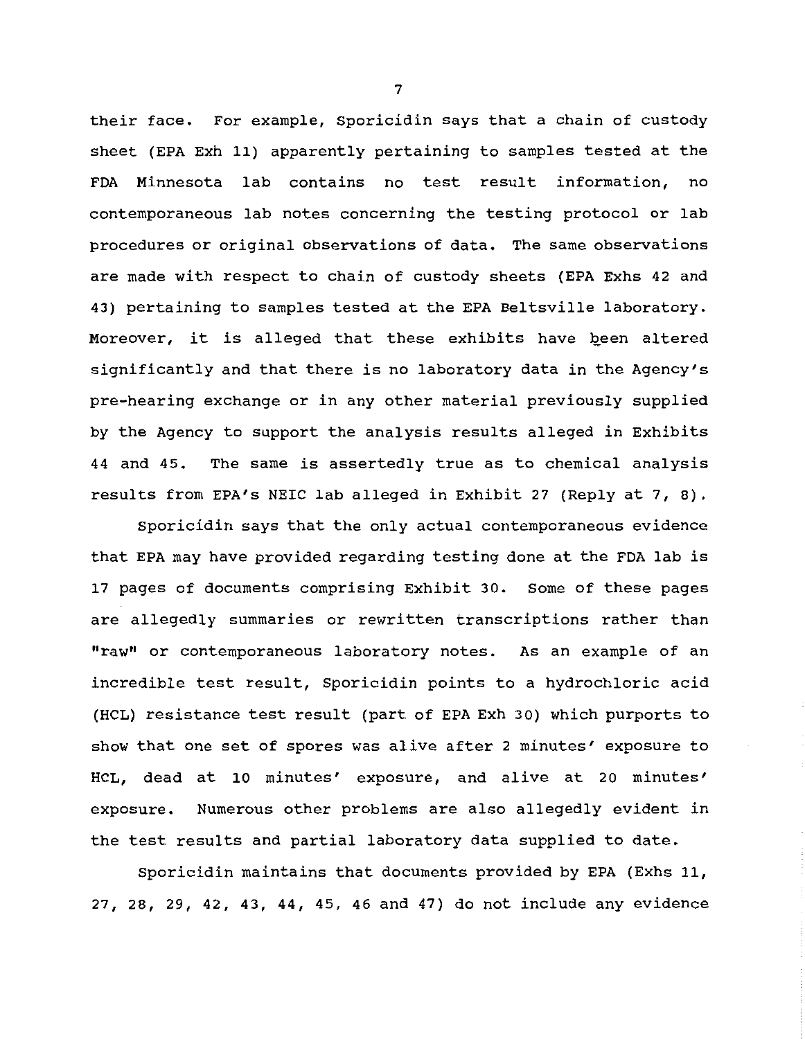their face. For example, Sporicidin says that a chain of custody sheet (EPA Exh 11) apparently pertaining to samples tested at the FDA Minnesota lab contains no test result information, no contemporaneous lab notes concerning the testing protocol or lab procedures or original observations of data. The same observations are made with respect to chain of custody sheets (EPA Exhs 42 and 43) pertaining to samples tested at the EPA Beltsville laboratory. Moreover, it is alleged that these exhibits have been altered significantly and that there is no laboratory data in the Agency's pre-hearing exchange or in any other material previously supplied by the Agency to support the analysis results alleged in Exhibits 44 and 45. The same is assertedly true as to chemical analysis results from EPA's NEIC lab alleged in Exhibit 27 (Reply at 7, 8).

Sporicidin says that the only actual contemporaneous evidence that EPA may have provided regarding testing done at the FDA lab is 17 pages of documents comprising Exhibit 30. Some of these pages are allegedly summaries or rewritten transcriptions rather than "raw" or contemporaneous laboratory notes. As an example of an incredible test result, Sporicidin points to a hydrochloric acid (HCL) resistance test result (part of EPA Exh 30) which purports to show that one set of spores was alive after 2 minutes' exposure to HCL, dead at 10 minutes' exposure, and alive at 20 minutes' exposure. Numerous other problems are also allegedly evident in the test results and partial laboratory data supplied to date.

Sporicidin maintains that documents provided by EPA (Exhs 11, 27, 28, 29, 42, 43, 44, 45, 46 and 47) do not include any evidence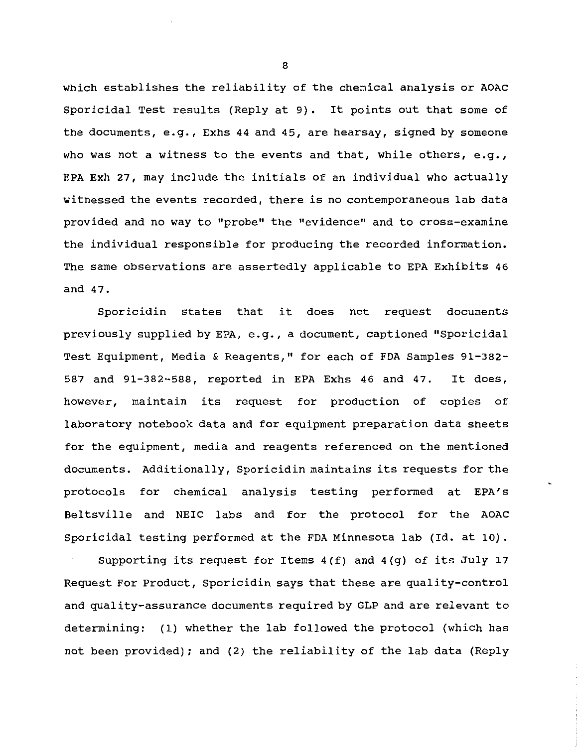which establishes the reliability of the chemical analysis or AOAC Sporicidal Test results (Reply at 9). It points out that some of the documents, e.g., Exhs 44 and 45, are hearsay, signed by someone who was not a witness to the events and that, while others, e.g., EPA Exh 27, may include the initials of an individual who actually witnessed the events recorded, there is no contemporaneous lab data provided and no way to "probe" the "evidence" and to cross-examine the individual responsible for producing the recorded information. The same observations are assertedly applicable to EPA Exhibits 46 and 47.

Sporicidin states that it does not request documents previously supplied by EPA, e.g., a document, captioned "Sporicidal Test Equipment, Media & Reagents," for each of FDA Samples 91-382-587 and 91-382-588, reported in EPA Exhs 46 and 47. It does, however, maintain its request for production of copies of laboratory notebook data and for equipment preparation data sheets for the equipment, media and reagents referenced on the mentioned documents. Additionally, Sporicidin maintains its requests for the protocols for chemical analysis testing performed at EPA's Beltsville and NEIC labs and for the protocol for the AOAC Sporicidal testing performed at the FDA Minnesota lab (Id. at 10).

Supporting its request for Items 4(f) and 4(g) of its July 17 Request For Product, Sporicidin says that these are quality-control and quality-assurance documents required by GLP and are relevant to determining: (1) whether the lab followed the protocol (which has not been provided); and (2) the reliability of the lab data (Reply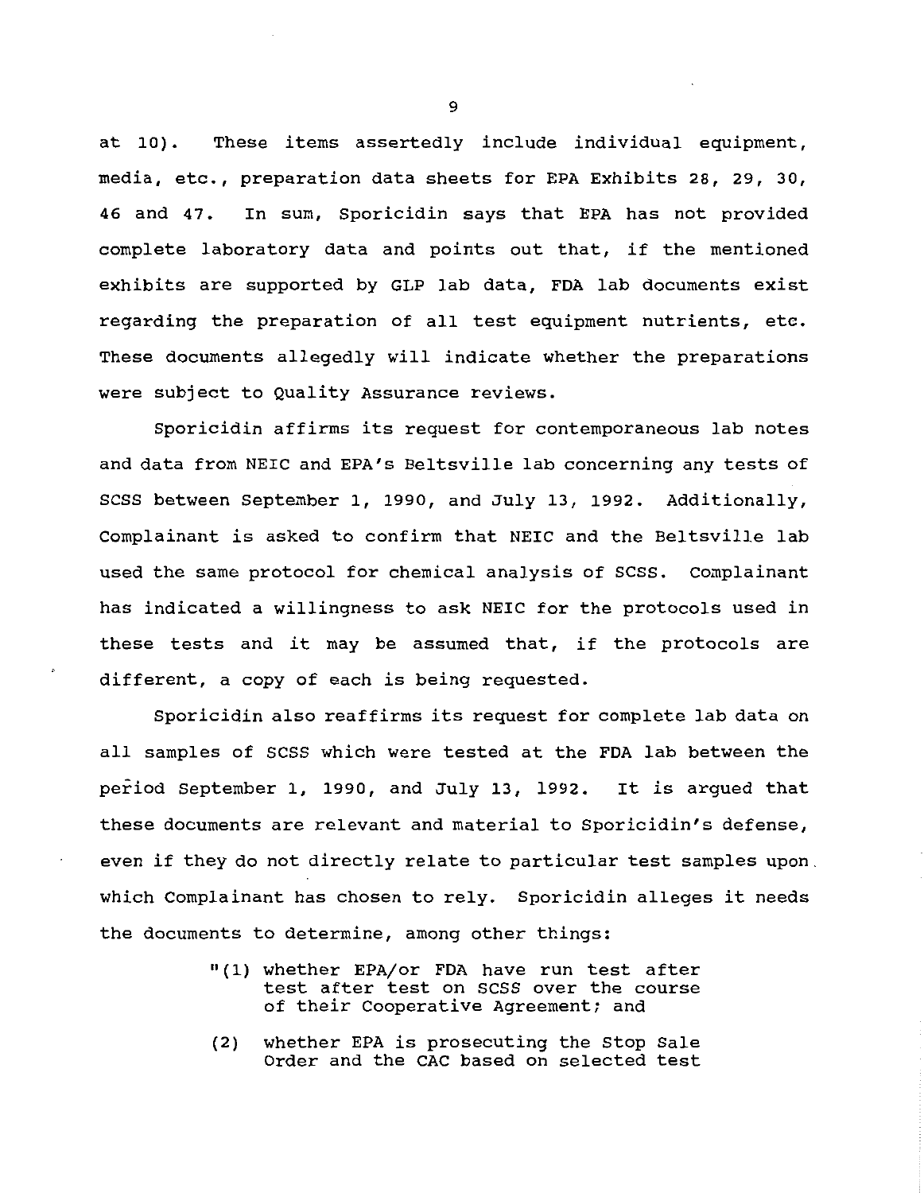at 10). These items assertedly include individual equipment, media, etc., preparation data sheets for EPA Exhibits 28, 29, 30, 46 and 47. In sum, Sporicidin says that EPA has not provided complete laboratory data and points out that, if the mentioned exhibits are supported by GLP lab data, FDA lab documents exist regarding the preparation of all test equipment nutrients, etc. These documents allegedly will indicate whether the preparations were subject to Quality Assurance reviews.

Sporicidin affirms its request for contemporaneous lab notes and data from NEIC and EPA's Beltsville lab concerning any tests of SCSS between September 1, 1990, and July 13, 1992. Additionally, Complainant is asked to confirm that NEIC and the Beltsville lab used the same protocol for chemical analysis of SCSS. Complainant has indicated a willingness to ask NEIC for the protocols used in these tests and it may be assumed that, if the protocols are different, a copy of each is being requested.

Sporicidin also reaffirms its request for complete lab data on all samples of SCSS which were tested at the FDA lab between the period September 1, 1990, and July 13, 1992. It is argued that these documents are relevant and material to Sporicidin's defense, even if they do not directly relate to particular test samples upon which Complainant has chosen to rely. Sporicidin alleges it needs the documents to determine, among other things:

> "(1) whether EPA/or FDA have run test after test after test on SCSS over the course of their Cooperative Agreement; and
>
> (2) whether EPA is prosecuting the Stop Sale Order and the CAC based on selected test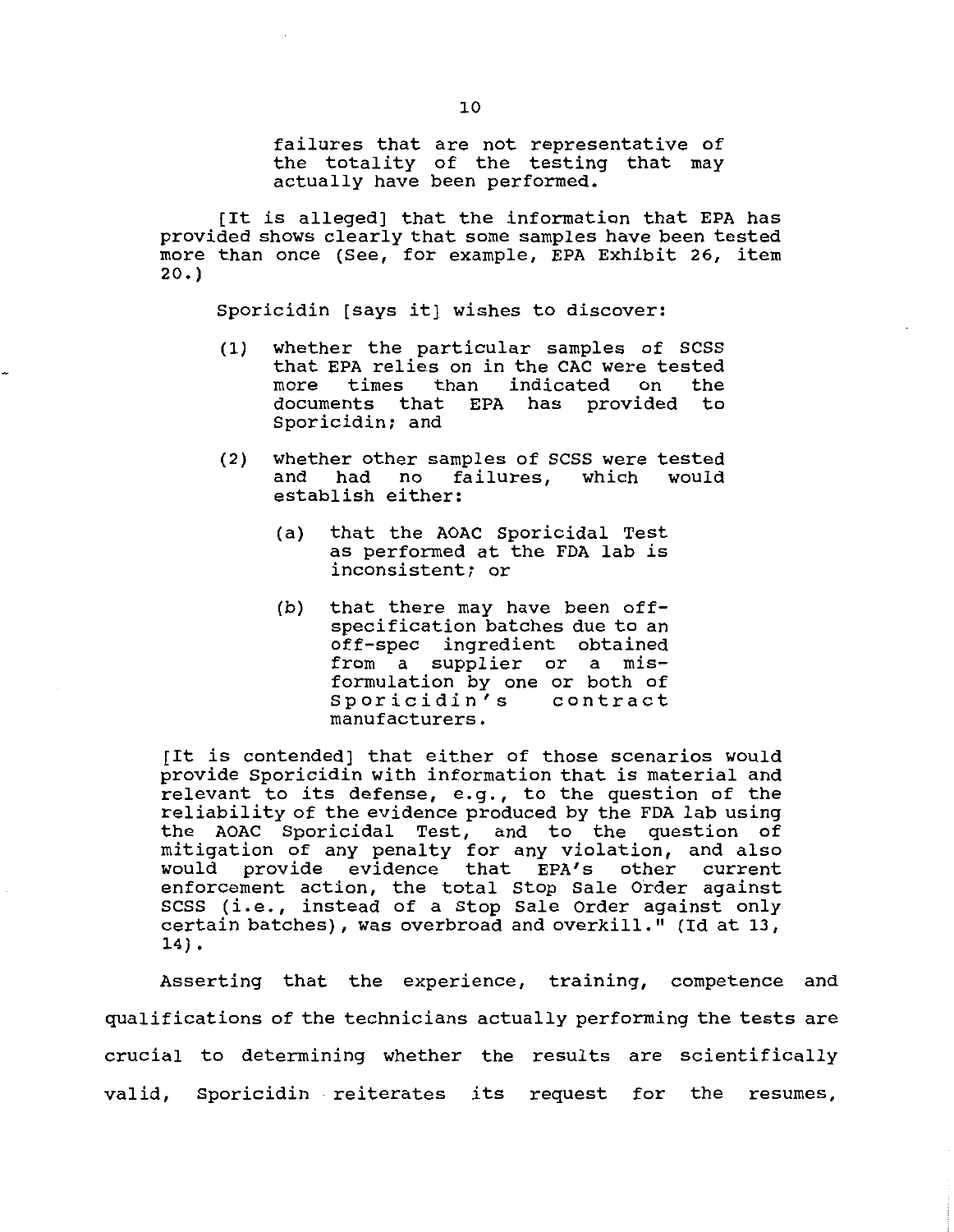> failures that are not representative of the totality of the testing that may actually have been performed.
>
> [It is alleged] that the information that EPA has provided shows clearly that some samples have been tested more than once (See, for example, EPA Exhibit 26, item 20.)
>
> Sporicidin [says it] wishes to discover:
>
> (1) whether the particular samples of SCSS that EPA relies on in the CAC were tested more times than indicated on the documents that EPA has provided to Sporicidin; and
>
> (2) whether other samples of SCSS were tested and had no failures, which would establish either:
>
> (a) that the AOAC Sporicidal Test as performed at the FDA lab is inconsistent; or
>
> (b) that there may have been off-specification batches due to an off-spec ingredient obtained from a supplier or a mis-formulation by one or both of Sporicidin's contract manufacturers.
>
> [It is contended] that either of those scenarios would provide Sporicidin with information that is material and relevant to its defense, e.g., to the question of the reliability of the evidence produced by the FDA lab using the AOAC Sporicidal Test, and to the question of mitigation of any penalty for any violation, and also would provide evidence that EPA's other current enforcement action, the total Stop Sale Order against SCSS (i.e., instead of a Stop Sale Order against only certain batches), was overbroad and overkill." (Id at 13, 14).

Asserting that the experience, training, competence and qualifications of the technicians actually performing the tests are crucial to determining whether the results are scientifically valid, Sporicidin reiterates its request for the resumes,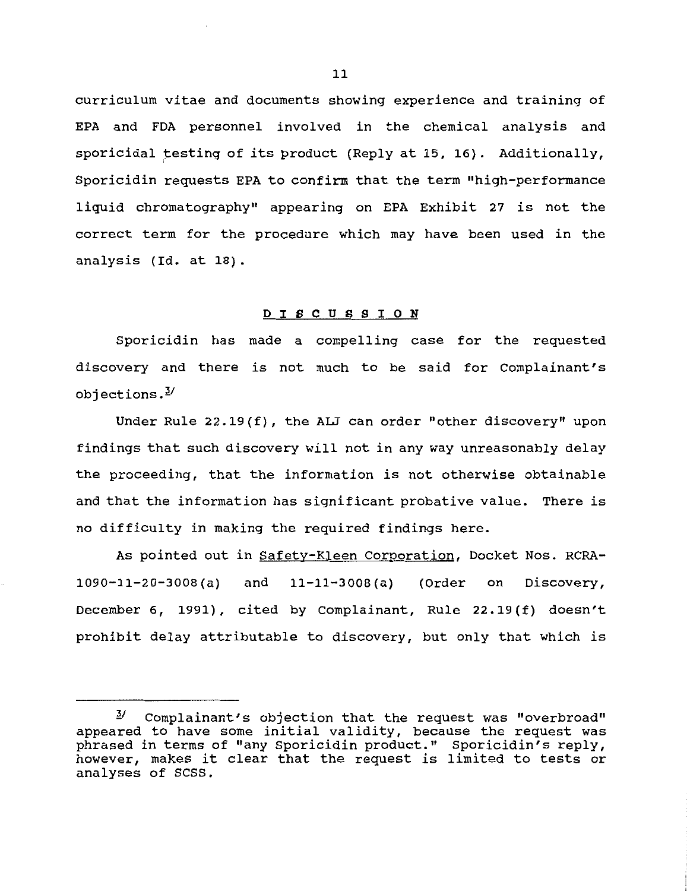curriculum vitae and documents showing experience and training of EPA and FDA personnel involved in the chemical analysis and sporicidal testing of its product (Reply at 15, 16). Additionally, Sporicidin requests EPA to confirm that the term "high-performance liquid chromatography" appearing on EPA Exhibit 27 is not the correct term for the procedure which may have been used in the analysis (Id. at 18).

## DISCUSSION

Sporicidin has made a compelling case for the requested discovery and there is not much to be said for Complainant's objections.[3]

Under Rule 22.19(f), the ALJ can order "other discovery" upon findings that such discovery will not in any way unreasonably delay the proceeding, that the information is not otherwise obtainable and that the information has significant probative value. There is no difficulty in making the required findings here.

As pointed out in Safety-Kleen Corporation, Docket Nos. RCRA-1090-11-20-3008(a) and 11-11-3008(a) (Order on Discovery, December 6, 1991), cited by Complainant, Rule 22.19(f) doesn't prohibit delay attributable to discovery, but only that which is

---

[3] Complainant's objection that the request was "overbroad" appeared to have some initial validity, because the request was phrased in terms of "any Sporicidin product." Sporicidin's reply, however, makes it clear that the request is limited to tests or analyses of SCSS.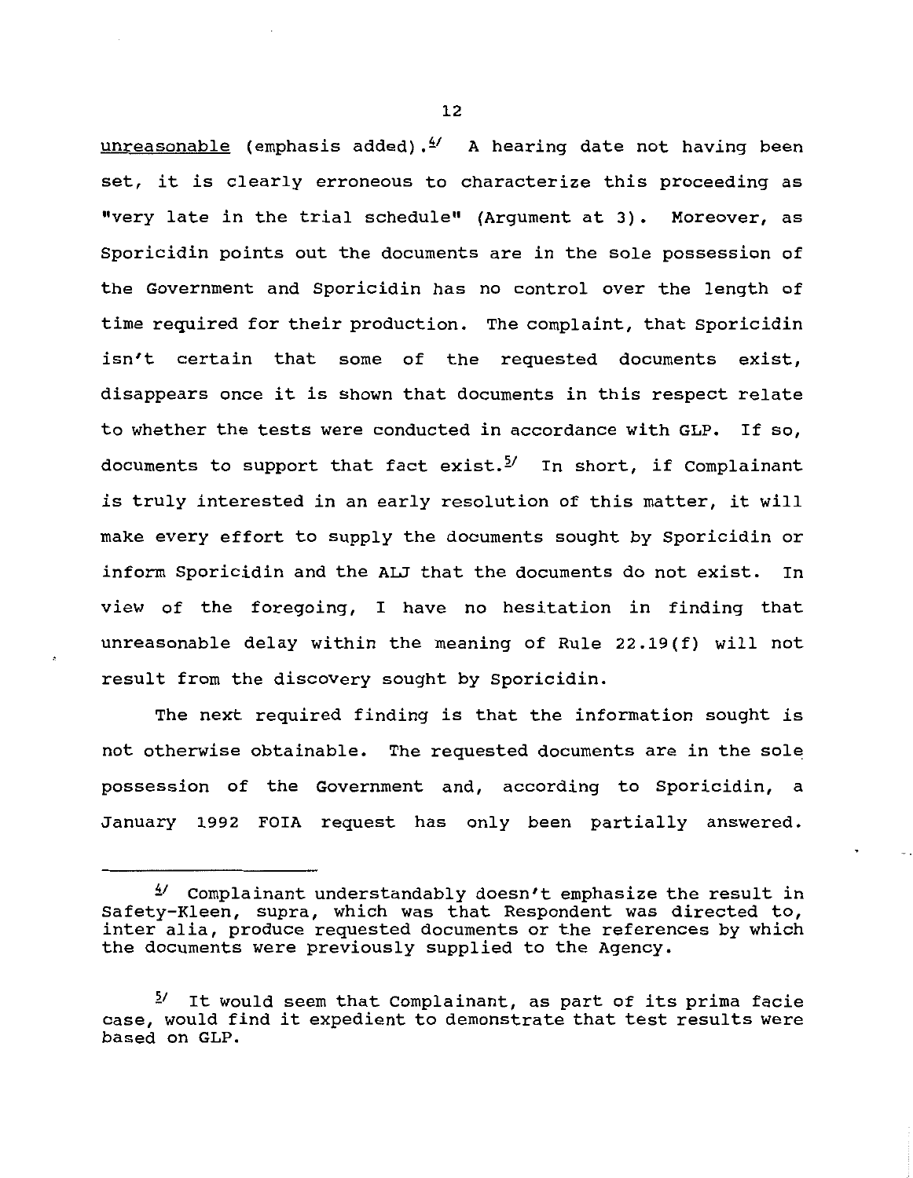unreasonable (emphasis added).[4] A hearing date not having been set, it is clearly erroneous to characterize this proceeding as "very late in the trial schedule" (Argument at 3). Moreover, as Sporicidin points out the documents are in the sole possession of the Government and Sporicidin has no control over the length of time required for their production. The complaint, that Sporicidin isn't certain that some of the requested documents exist, disappears once it is shown that documents in this respect relate to whether the tests were conducted in accordance with GLP. If so, documents to support that fact exist.[5] In short, if Complainant is truly interested in an early resolution of this matter, it will make every effort to supply the documents sought by Sporicidin or inform Sporicidin and the ALJ that the documents do not exist. In view of the foregoing, I have no hesitation in finding that unreasonable delay within the meaning of Rule 22.19(f) will not result from the discovery sought by Sporicidin.

The next required finding is that the information sought is not otherwise obtainable. The requested documents are in the sole possession of the Government and, according to Sporicidin, a January 1992 FOIA request has only been partially answered.

---

[4] Complainant understandably doesn't emphasize the result in Safety-Kleen, supra, which was that Respondent was directed to, inter alia, produce requested documents or the references by which the documents were previously supplied to the Agency.

[5] It would seem that Complainant, as part of its prima facie case, would find it expedient to demonstrate that test results were based on GLP.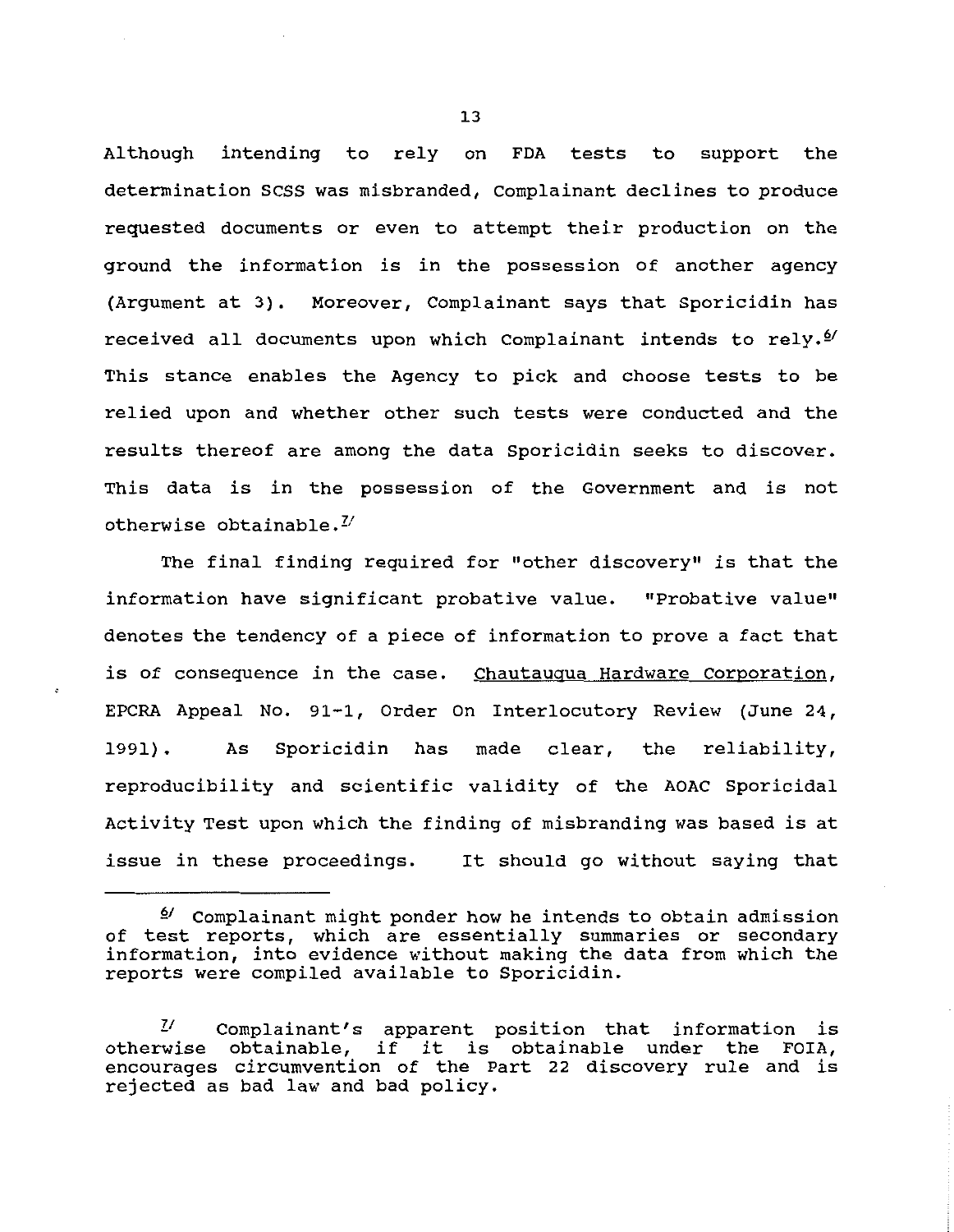Although intending to rely on FDA tests to support the determination SCSS was misbranded, Complainant declines to produce requested documents or even to attempt their production on the ground the information is in the possession of another agency (Argument at 3). Moreover, Complainant says that Sporicidin has received all documents upon which Complainant intends to rely.[6] This stance enables the Agency to pick and choose tests to be relied upon and whether other such tests were conducted and the results thereof are among the data Sporicidin seeks to discover. This data is in the possession of the Government and is not otherwise obtainable.[7]

The final finding required for "other discovery" is that the information have significant probative value. "Probative value" denotes the tendency of a piece of information to prove a fact that is of consequence in the case. Chautauqua Hardware Corporation, EPCRA Appeal No. 91-1, Order On Interlocutory Review (June 24, 1991). As Sporicidin has made clear, the reliability, reproducibility and scientific validity of the AOAC Sporicidal Activity Test upon which the finding of misbranding was based is at issue in these proceedings. It should go without saying that

---

[6] Complainant might ponder how he intends to obtain admission of test reports, which are essentially summaries or secondary information, into evidence without making the data from which the reports were compiled available to Sporicidin.

[7] Complainant's apparent position that information is otherwise obtainable, if it is obtainable under the FOIA, encourages circumvention of the Part 22 discovery rule and is rejected as bad law and bad policy.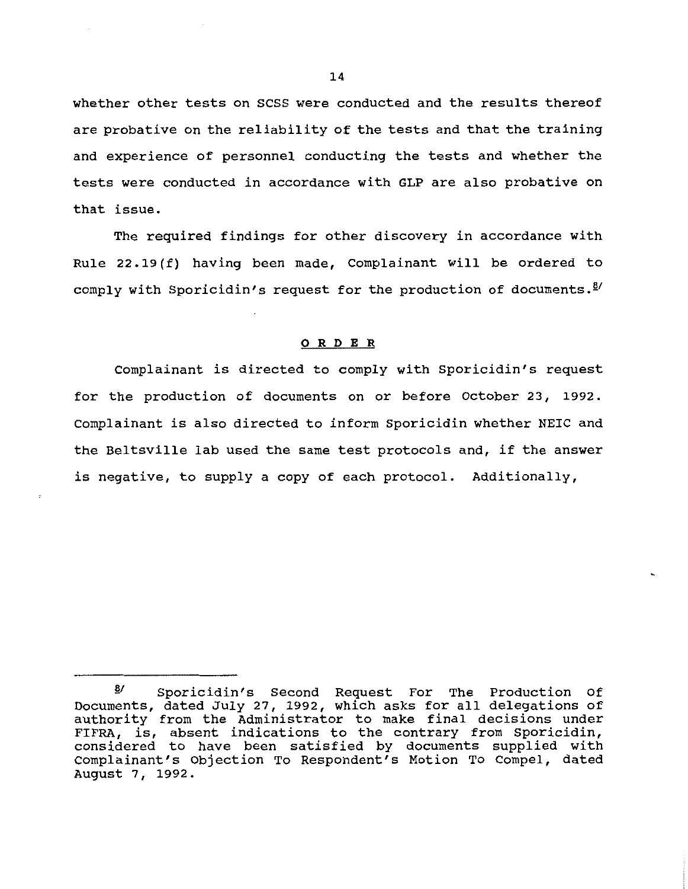whether other tests on SCSS were conducted and the results thereof are probative on the reliability of the tests and that the training and experience of personnel conducting the tests and whether the tests were conducted in accordance with GLP are also probative on that issue.

The required findings for other discovery in accordance with Rule 22.19(f) having been made, Complainant will be ordered to comply with Sporicidin's request for the production of documents.[8]

**O R D E R**

Complainant is directed to comply with Sporicidin's request for the production of documents on or before October 23, 1992. Complainant is also directed to inform Sporicidin whether NEIC and the Beltsville lab used the same test protocols and, if the answer is negative, to supply a copy of each protocol. Additionally,

---

[8] Sporicidin's Second Request For The Production Of Documents, dated July 27, 1992, which asks for all delegations of authority from the Administrator to make final decisions under FIFRA, is, absent indications to the contrary from Sporicidin, considered to have been satisfied by documents supplied with Complainant's Objection To Respondent's Motion To Compel, dated August 7, 1992.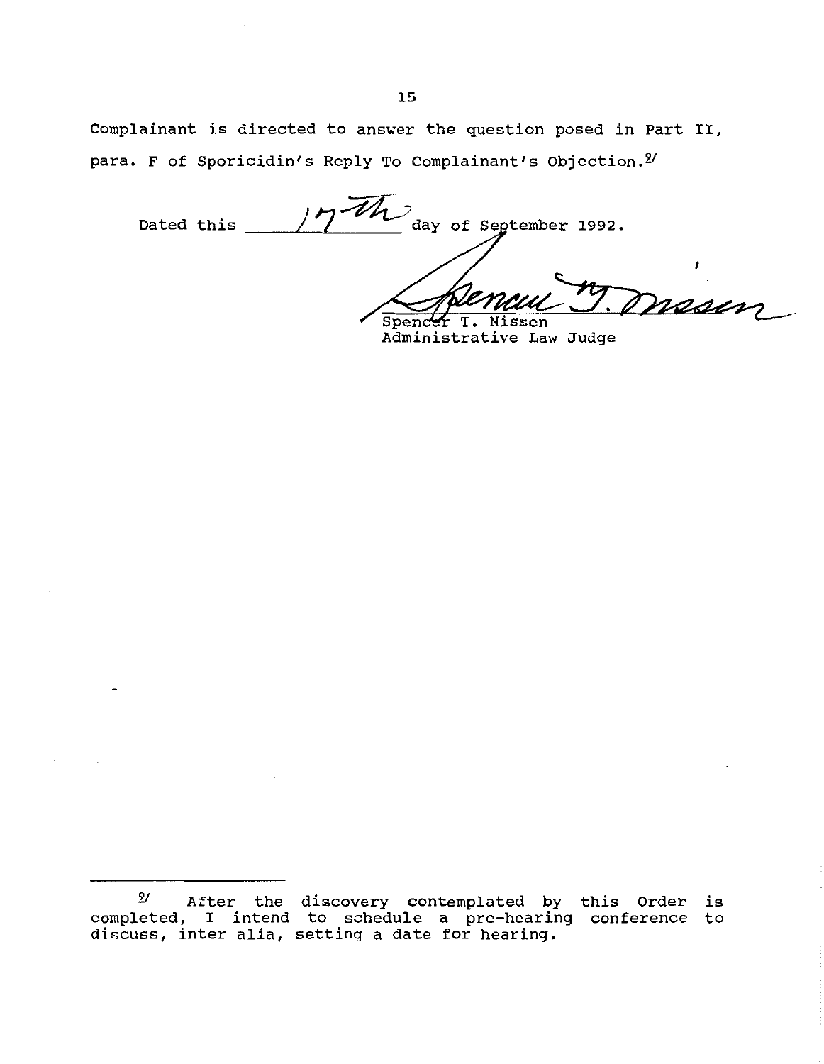Complainant is directed to answer the question posed in Part II, para. F of Sporicidin's Reply To Complainant's Objection.[9]

Dated this 17th day of September 1992.

Spencer T. Nissen
Administrative Law Judge

---

[9] After the discovery contemplated by this Order is completed, I intend to schedule a pre-hearing conference to discuss, inter alia, setting a date for hearing.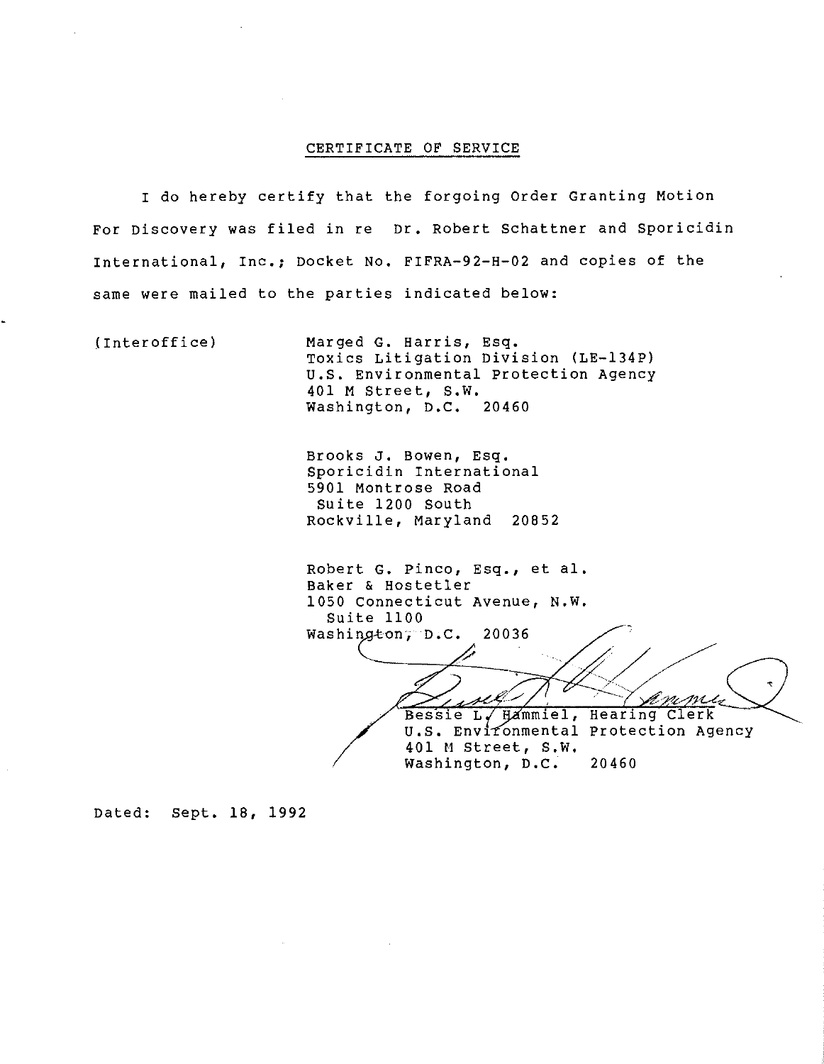## CERTIFICATE OF SERVICE

I do hereby certify that the forgoing Order Granting Motion For Discovery was filed in re Dr. Robert Schattner and Sporicidin International, Inc.; Docket No. FIFRA-92-H-02 and copies of the same were mailed to the parties indicated below:

(Interoffice)

Marged G. Harris, Esq.
Toxics Litigation Division (LE-134P)
U.S. Environmental Protection Agency
401 M Street, S.W.
Washington, D.C. 20460

Brooks J. Bowen, Esq.
Sporicidin International
5901 Montrose Road
Suite 1200 South
Rockville, Maryland 20852

Robert G. Pinco, Esq., et al.
Baker & Hostetler
1050 Connecticut Avenue, N.W.
Suite 1100
Washington, D.C. 20036

Bessie L. Hammiel, Hearing Clerk
U.S. Environmental Protection Agency
401 M Street, S.W.
Washington, D.C. 20460

Dated: Sept. 18, 1992